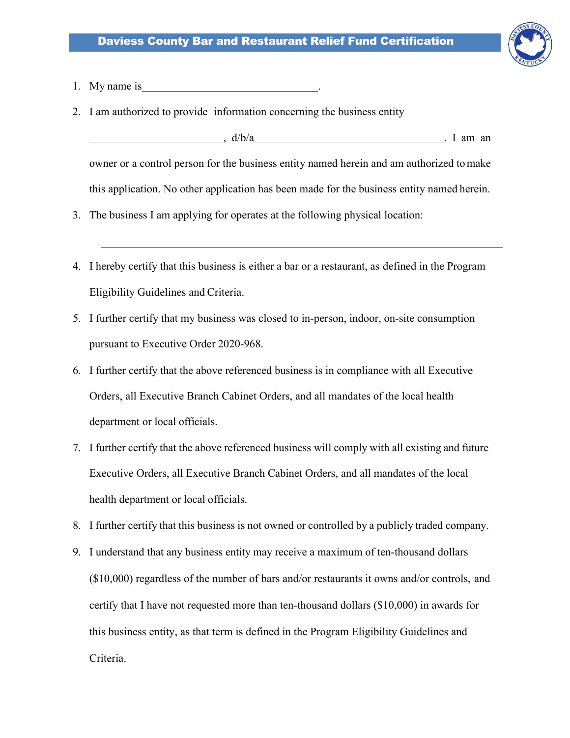# Daviess County Bar and Restaurant Relief Fund Certification

1. My name is________________________________.
2. I am authorized to provide information concerning the business entity ________________________, d/b/a___________________________________. I am an owner or a control person for the business entity named herein and am authorized to make this application. No other application has been made for the business entity named herein.
3. The business I am applying for operates at the following physical location:

   ___________________________________________________________________________

4. I hereby certify that this business is either a bar or a restaurant, as defined in the Program Eligibility Guidelines and Criteria.
5. I further certify that my business was closed to in-person, indoor, on-site consumption pursuant to Executive Order 2020-968.
6. I further certify that the above referenced business is in compliance with all Executive Orders, all Executive Branch Cabinet Orders, and all mandates of the local health department or local officials.
7. I further certify that the above referenced business will comply with all existing and future Executive Orders, all Executive Branch Cabinet Orders, and all mandates of the local health department or local officials.
8. I further certify that this business is not owned or controlled by a publicly traded company.
9. I understand that any business entity may receive a maximum of ten-thousand dollars ($10,000) regardless of the number of bars and/or restaurants it owns and/or controls, and certify that I have not requested more than ten-thousand dollars ($10,000) in awards for this business entity, as that term is defined in the Program Eligibility Guidelines and Criteria.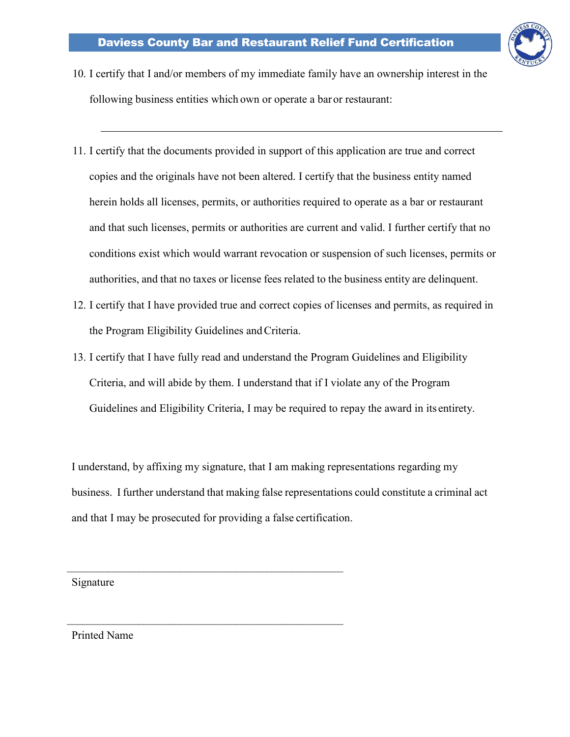10. I certify that I and/or members of my immediate family have an ownership interest in the following business entities which own or operate a bar or restaurant:

    ______________________________________________________________________

11. I certify that the documents provided in support of this application are true and correct copies and the originals have not been altered. I certify that the business entity named herein holds all licenses, permits, or authorities required to operate as a bar or restaurant and that such licenses, permits or authorities are current and valid. I further certify that no conditions exist which would warrant revocation or suspension of such licenses, permits or authorities, and that no taxes or license fees related to the business entity are delinquent.
12. I certify that I have provided true and correct copies of licenses and permits, as required in the Program Eligibility Guidelines and Criteria.
13. I certify that I have fully read and understand the Program Guidelines and Eligibility Criteria, and will abide by them. I understand that if I violate any of the Program Guidelines and Eligibility Criteria, I may be required to repay the award in its entirety.

I understand, by affixing my signature, that I am making representations regarding my business. I further understand that making false representations could constitute a criminal act and that I may be prosecuted for providing a false certification.

______________________________________________

Signature

______________________________________________

Printed Name